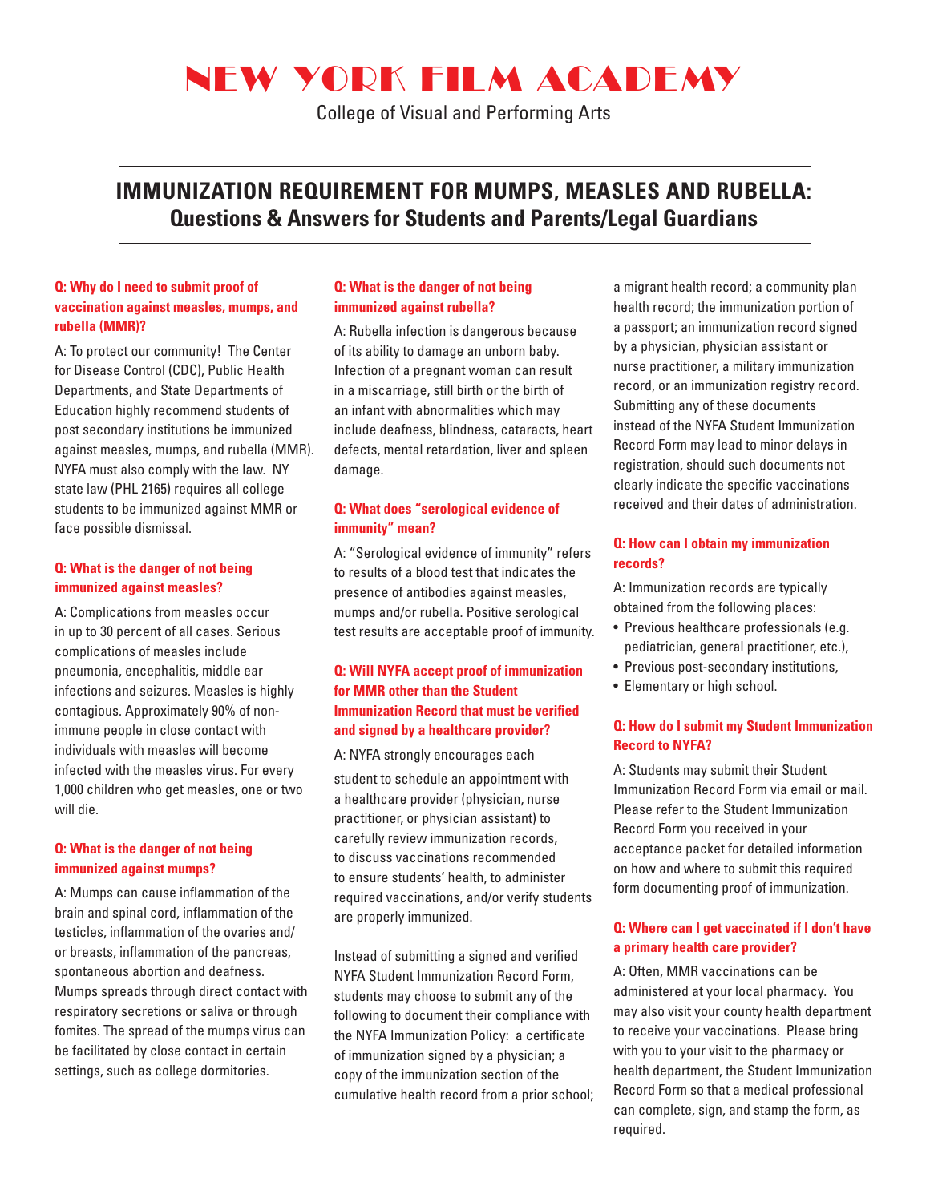# NEW YORK FILM ACADEMY

College of Visual and Performing Arts

## IMMUNIZATION REQUIREMENT FOR MUMPS, MEASLES AND RUBELLA:
### Questions & Answers for Students and Parents/Legal Guardians

**Q: Why do I need to submit proof of vaccination against measles, mumps, and rubella (MMR)?**

A: To protect our community! The Center for Disease Control (CDC), Public Health Departments, and State Departments of Education highly recommend students of post secondary institutions be immunized against measles, mumps, and rubella (MMR). NYFA must also comply with the law. NY state law (PHL 2165) requires all college students to be immunized against MMR or face possible dismissal.

**Q: What is the danger of not being immunized against measles?**

A: Complications from measles occur in up to 30 percent of all cases. Serious complications of measles include pneumonia, encephalitis, middle ear infections and seizures. Measles is highly contagious. Approximately 90% of non-immune people in close contact with individuals with measles will become infected with the measles virus. For every 1,000 children who get measles, one or two will die.

**Q: What is the danger of not being immunized against mumps?**

A: Mumps can cause inflammation of the brain and spinal cord, inflammation of the testicles, inflammation of the ovaries and/or breasts, inflammation of the pancreas, spontaneous abortion and deafness. Mumps spreads through direct contact with respiratory secretions or saliva or through fomites. The spread of the mumps virus can be facilitated by close contact in certain settings, such as college dormitories.

**Q: What is the danger of not being immunized against rubella?**

A: Rubella infection is dangerous because of its ability to damage an unborn baby. Infection of a pregnant woman can result in a miscarriage, still birth or the birth of an infant with abnormalities which may include deafness, blindness, cataracts, heart defects, mental retardation, liver and spleen damage.

**Q: What does "serological evidence of immunity" mean?**

A: "Serological evidence of immunity" refers to results of a blood test that indicates the presence of antibodies against measles, mumps and/or rubella. Positive serological test results are acceptable proof of immunity.

**Q: Will NYFA accept proof of immunization for MMR other than the Student Immunization Record that must be verified and signed by a healthcare provider?**

A: NYFA strongly encourages each student to schedule an appointment with a healthcare provider (physician, nurse practitioner, or physician assistant) to carefully review immunization records, to discuss vaccinations recommended to ensure students' health, to administer required vaccinations, and/or verify students are properly immunized.

Instead of submitting a signed and verified NYFA Student Immunization Record Form, students may choose to submit any of the following to document their compliance with the NYFA Immunization Policy: a certificate of immunization signed by a physician; a copy of the immunization section of the cumulative health record from a prior school; a migrant health record; a community plan health record; the immunization portion of a passport; an immunization record signed by a physician, physician assistant or nurse practitioner, a military immunization record, or an immunization registry record. Submitting any of these documents instead of the NYFA Student Immunization Record Form may lead to minor delays in registration, should such documents not clearly indicate the specific vaccinations received and their dates of administration.

**Q: How can I obtain my immunization records?**

A: Immunization records are typically obtained from the following places:

- Previous healthcare professionals (e.g. pediatrician, general practitioner, etc.),
- Previous post-secondary institutions,
- Elementary or high school.

**Q: How do I submit my Student Immunization Record to NYFA?**

A: Students may submit their Student Immunization Record Form via email or mail. Please refer to the Student Immunization Record Form you received in your acceptance packet for detailed information on how and where to submit this required form documenting proof of immunization.

**Q: Where can I get vaccinated if I don't have a primary health care provider?**

A: Often, MMR vaccinations can be administered at your local pharmacy. You may also visit your county health department to receive your vaccinations. Please bring with you to your visit to the pharmacy or health department, the Student Immunization Record Form so that a medical professional can complete, sign, and stamp the form, as required.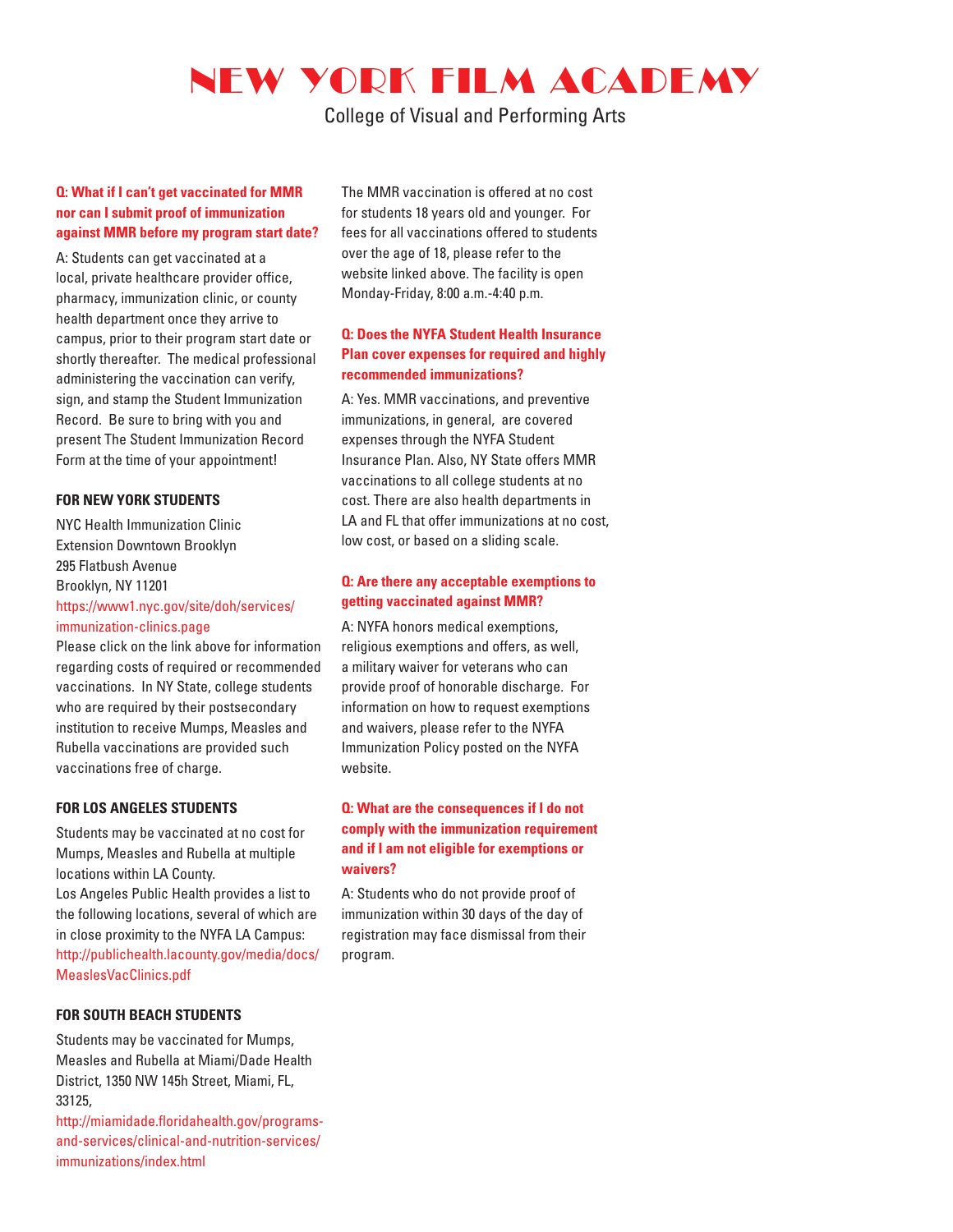# NEW YORK FILM ACADEMY

College of Visual and Performing Arts

**Q: What if I can't get vaccinated for MMR nor can I submit proof of immunization against MMR before my program start date?**

A: Students can get vaccinated at a local, private healthcare provider office, pharmacy, immunization clinic, or county health department once they arrive to campus, prior to their program start date or shortly thereafter. The medical professional administering the vaccination can verify, sign, and stamp the Student Immunization Record. Be sure to bring with you and present The Student Immunization Record Form at the time of your appointment!

**FOR NEW YORK STUDENTS**

NYC Health Immunization Clinic
Extension Downtown Brooklyn
295 Flatbush Avenue
Brooklyn, NY 11201
https://www1.nyc.gov/site/doh/services/immunization-clinics.page

Please click on the link above for information regarding costs of required or recommended vaccinations. In NY State, college students who are required by their postsecondary institution to receive Mumps, Measles and Rubella vaccinations are provided such vaccinations free of charge.

**FOR LOS ANGELES STUDENTS**

Students may be vaccinated at no cost for Mumps, Measles and Rubella at multiple locations within LA County.
Los Angeles Public Health provides a list to the following locations, several of which are in close proximity to the NYFA LA Campus:
http://publichealth.lacounty.gov/media/docs/MeaslesVacClinics.pdf

**FOR SOUTH BEACH STUDENTS**

Students may be vaccinated for Mumps, Measles and Rubella at Miami/Dade Health District, 1350 NW 145h Street, Miami, FL, 33125,
http://miamidade.floridahealth.gov/programs-and-services/clinical-and-nutrition-services/immunizations/index.html

The MMR vaccination is offered at no cost for students 18 years old and younger. For fees for all vaccinations offered to students over the age of 18, please refer to the website linked above. The facility is open Monday-Friday, 8:00 a.m.-4:40 p.m.

**Q: Does the NYFA Student Health Insurance Plan cover expenses for required and highly recommended immunizations?**

A: Yes. MMR vaccinations, and preventive immunizations, in general, are covered expenses through the NYFA Student Insurance Plan. Also, NY State offers MMR vaccinations to all college students at no cost. There are also health departments in LA and FL that offer immunizations at no cost, low cost, or based on a sliding scale.

**Q: Are there any acceptable exemptions to getting vaccinated against MMR?**

A: NYFA honors medical exemptions, religious exemptions and offers, as well, a military waiver for veterans who can provide proof of honorable discharge. For information on how to request exemptions and waivers, please refer to the NYFA Immunization Policy posted on the NYFA website.

**Q: What are the consequences if I do not comply with the immunization requirement and if I am not eligible for exemptions or waivers?**

A: Students who do not provide proof of immunization within 30 days of the day of registration may face dismissal from their program.